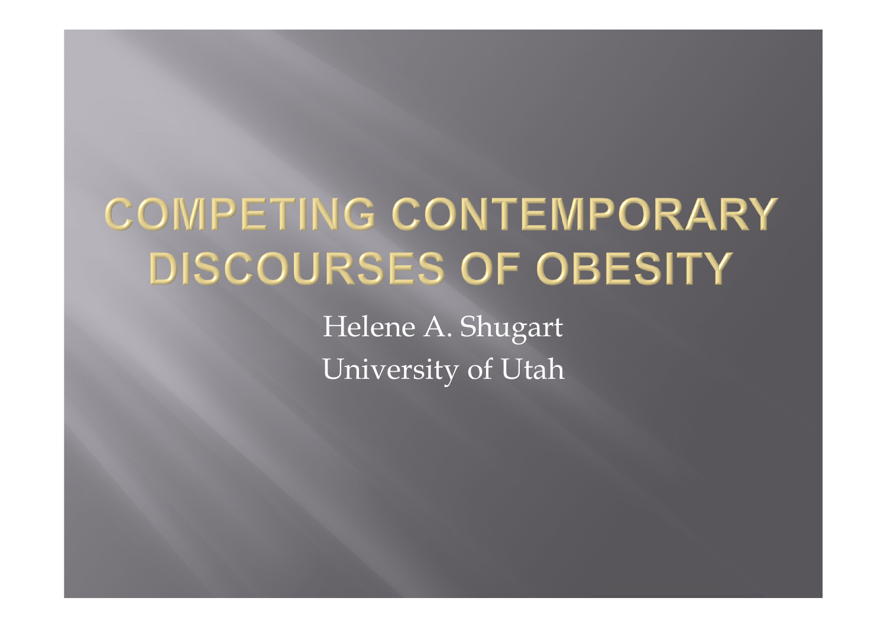# COMPETING CONTEMPORARY DISCOURSES OF OBESITY

Helene A. Shugart

University of Utah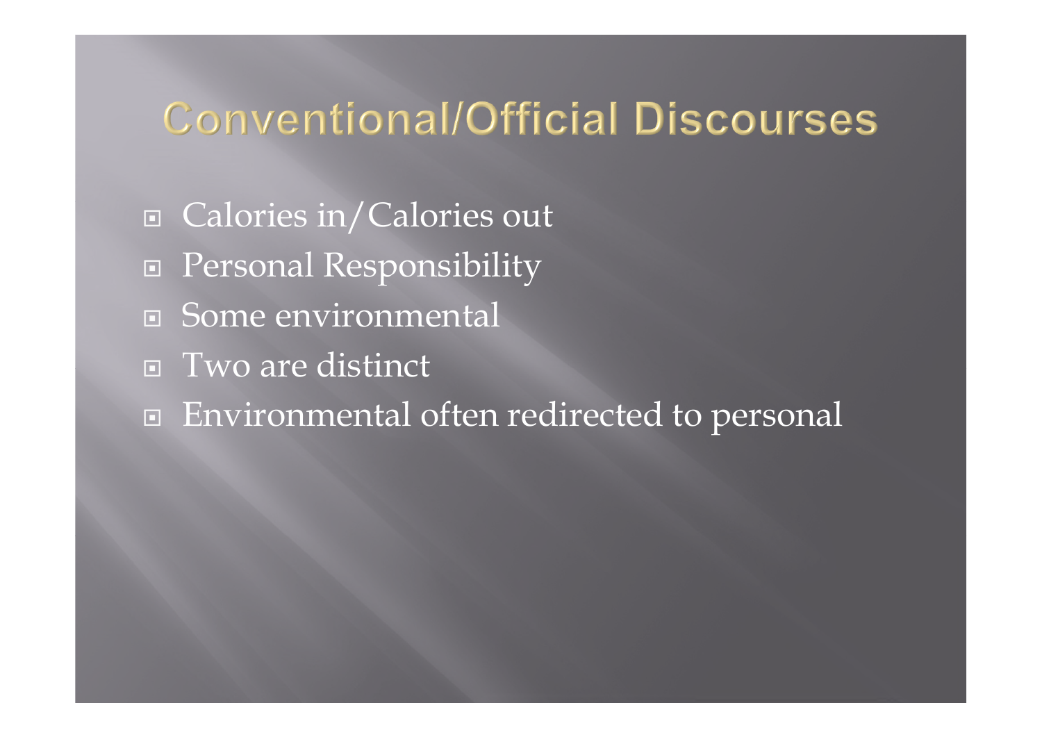# Conventional/Official Discourses

- Calories in/Calories out
- Personal Responsibility
- Some environmental
- Two are distinct
- Environmental often redirected to personal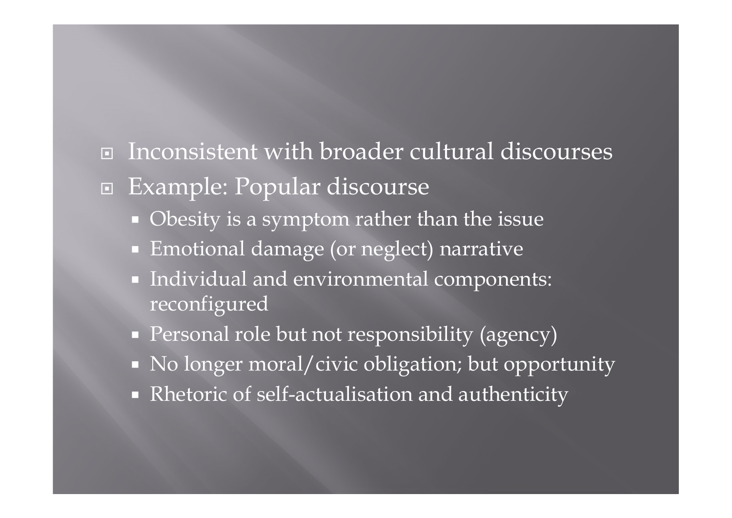- Inconsistent with broader cultural discourses
- Example: Popular discourse
  - Obesity is a symptom rather than the issue
  - Emotional damage (or neglect) narrative
  - Individual and environmental components: reconfigured
  - Personal role but not responsibility (agency)
  - No longer moral/civic obligation; but opportunity
  - Rhetoric of self-actualisation and authenticity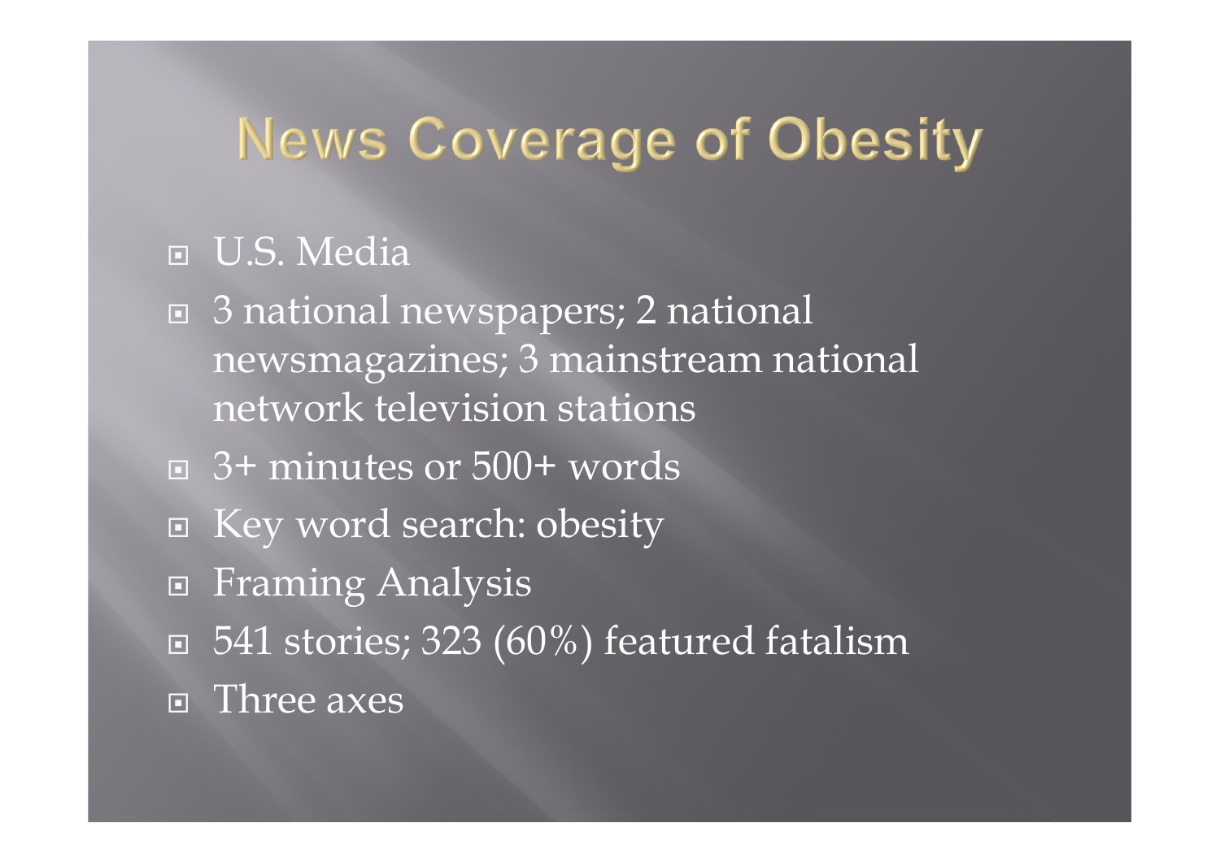# News Coverage of Obesity

- U.S. Media
- 3 national newspapers; 2 national newsmagazines; 3 mainstream national network television stations
- 3+ minutes or 500+ words
- Key word search: obesity
- Framing Analysis
- 541 stories; 323 (60%) featured fatalism
- Three axes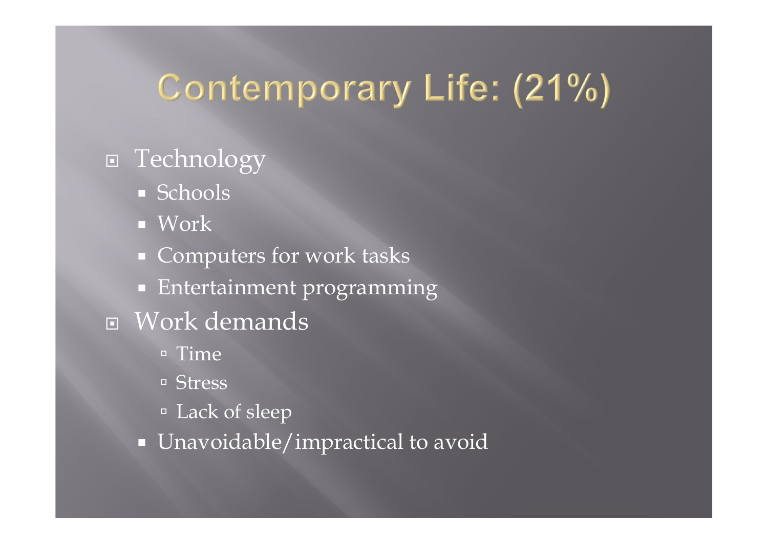# Contemporary Life: (21%)

- Technology
  - Schools
  - Work
  - Computers for work tasks
  - Entertainment programming
- Work demands
  - Time
  - Stress
  - Lack of sleep
  - Unavoidable/impractical to avoid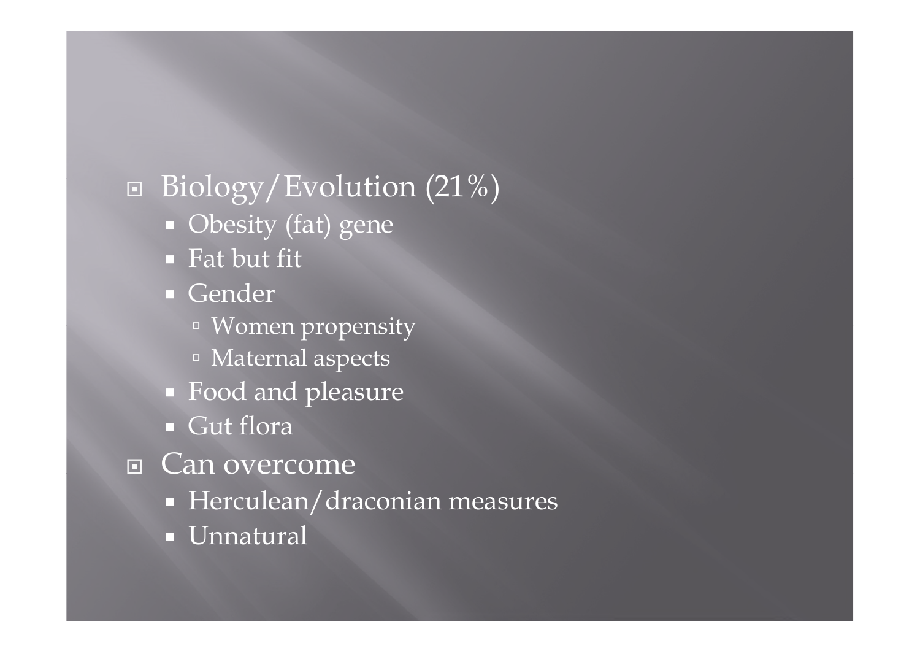- Biology/Evolution (21%)
  - Obesity (fat) gene
  - Fat but fit
  - Gender
    - Women propensity
    - Maternal aspects
  - Food and pleasure
  - Gut flora
- Can overcome
  - Herculean/draconian measures
  - Unnatural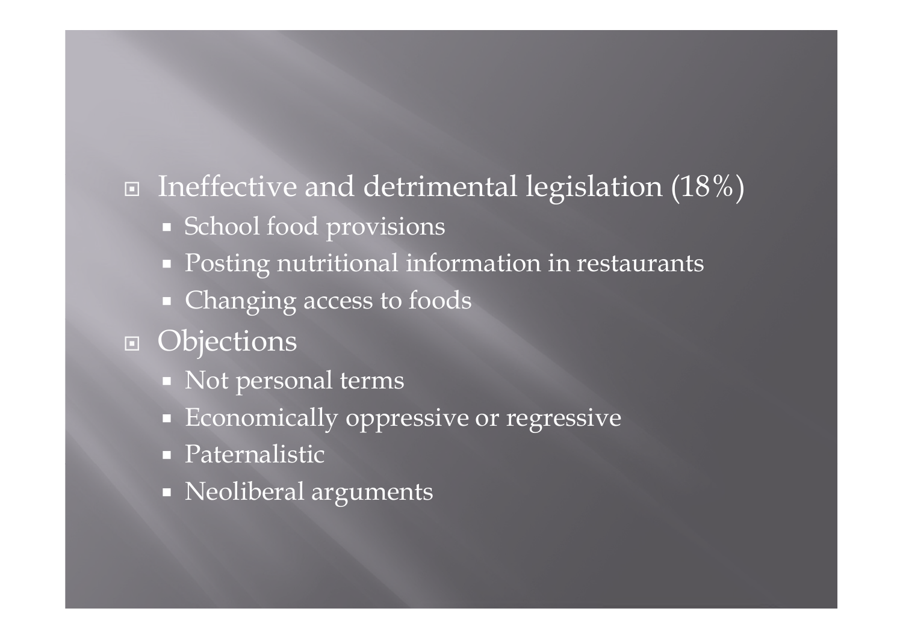- Ineffective and detrimental legislation (18%)
  - School food provisions
  - Posting nutritional information in restaurants
  - Changing access to foods
- Objections
  - Not personal terms
  - Economically oppressive or regressive
  - Paternalistic
  - Neoliberal arguments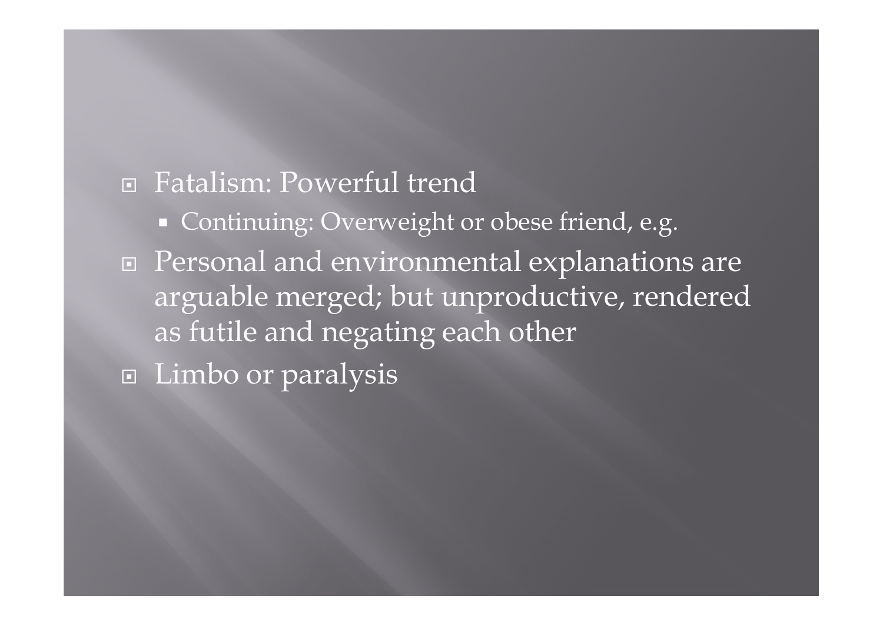- Fatalism: Powerful trend
  - Continuing: Overweight or obese friend, e.g.
- Personal and environmental explanations are arguable merged; but unproductive, rendered as futile and negating each other
- Limbo or paralysis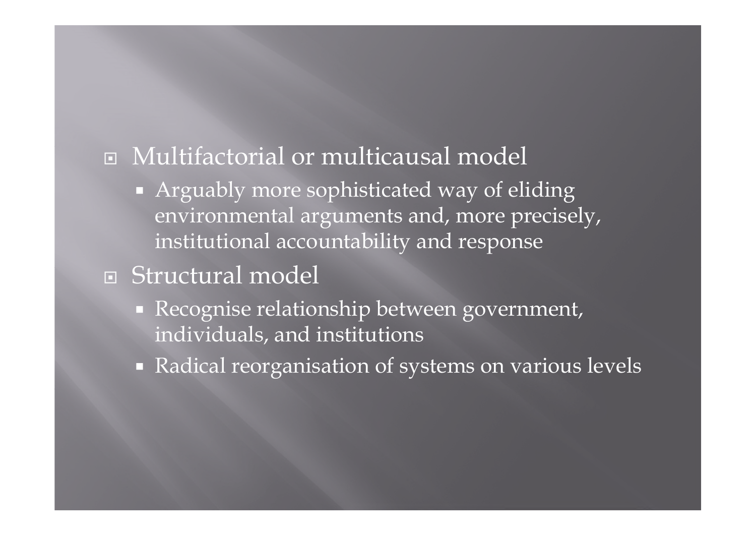- Multifactorial or multicausal model
  - Arguably more sophisticated way of eliding environmental arguments and, more precisely, institutional accountability and response
- Structural model
  - Recognise relationship between government, individuals, and institutions
  - Radical reorganisation of systems on various levels